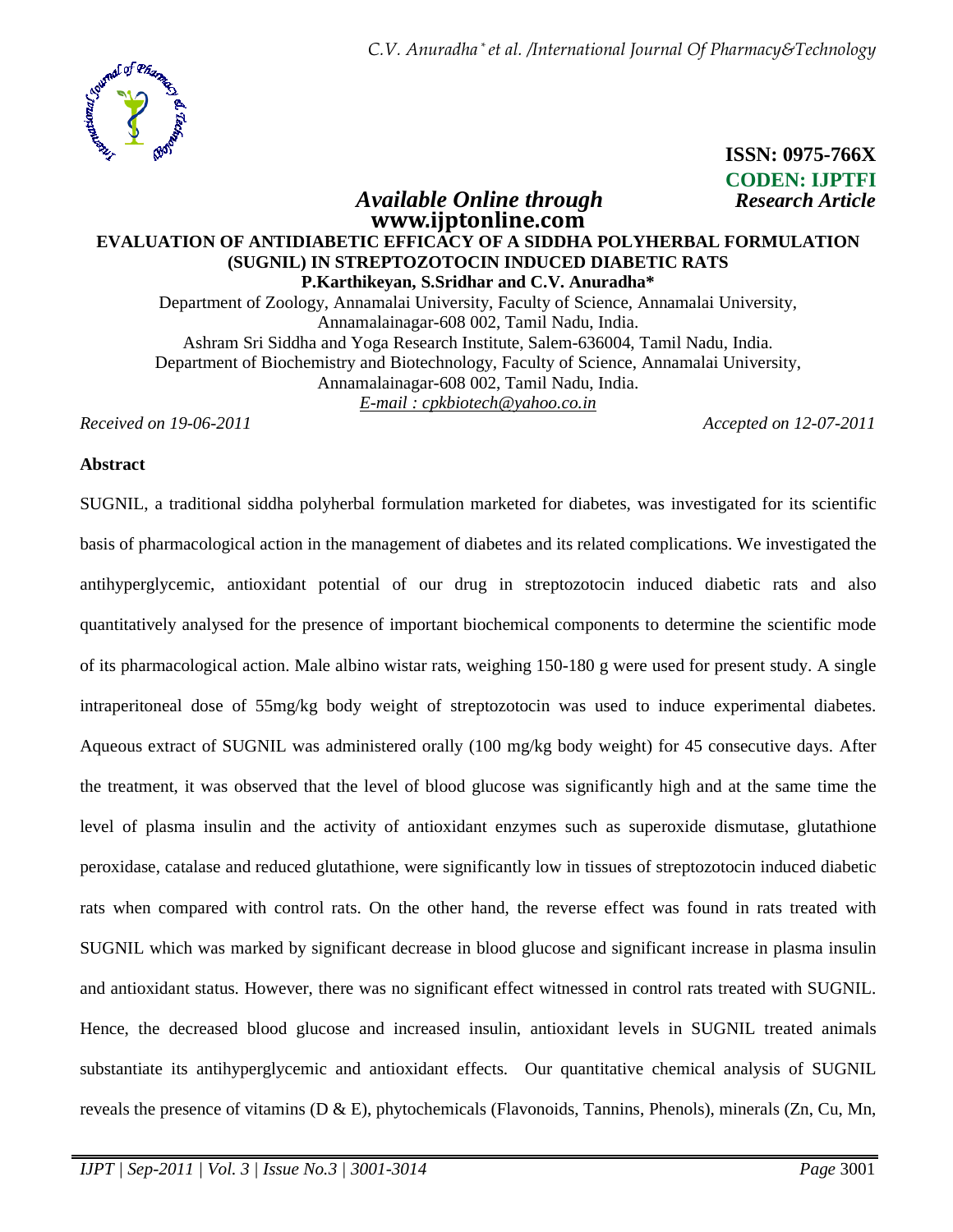**ISSN: 0975-766X**
**CODEN: IJPTFI**

*Available Online through* *Research Article*
**www.ijptonline.com**

# EVALUATION OF ANTIDIABETIC EFFICACY OF A SIDDHA POLYHERBAL FORMULATION (SUGNIL) IN STREPTOZOTOCIN INDUCED DIABETIC RATS

**P.Karthikeyan, S.Sridhar and C.V. Anuradha***

Department of Zoology, Annamalai University, Faculty of Science, Annamalai University, Annamalainagar-608 002, Tamil Nadu, India.
Ashram Sri Siddha and Yoga Research Institute, Salem-636004, Tamil Nadu, India.
Department of Biochemistry and Biotechnology, Faculty of Science, Annamalai University, Annamalainagar-608 002, Tamil Nadu, India.
*E-mail : cpkbiotech@yahoo.co.in*

*Received on 19-06-2011* *Accepted on 12-07-2011*

## Abstract

SUGNIL, a traditional siddha polyherbal formulation marketed for diabetes, was investigated for its scientific basis of pharmacological action in the management of diabetes and its related complications. We investigated the antihyperglycemic, antioxidant potential of our drug in streptozotocin induced diabetic rats and also quantitatively analysed for the presence of important biochemical components to determine the scientific mode of its pharmacological action. Male albino wistar rats, weighing 150-180 g were used for present study. A single intraperitoneal dose of 55mg/kg body weight of streptozotocin was used to induce experimental diabetes. Aqueous extract of SUGNIL was administered orally (100 mg/kg body weight) for 45 consecutive days. After the treatment, it was observed that the level of blood glucose was significantly high and at the same time the level of plasma insulin and the activity of antioxidant enzymes such as superoxide dismutase, glutathione peroxidase, catalase and reduced glutathione, were significantly low in tissues of streptozotocin induced diabetic rats when compared with control rats. On the other hand, the reverse effect was found in rats treated with SUGNIL which was marked by significant decrease in blood glucose and significant increase in plasma insulin and antioxidant status. However, there was no significant effect witnessed in control rats treated with SUGNIL. Hence, the decreased blood glucose and increased insulin, antioxidant levels in SUGNIL treated animals substantiate its antihyperglycemic and antioxidant effects. Our quantitative chemical analysis of SUGNIL reveals the presence of vitamins (D & E), phytochemicals (Flavonoids, Tannins, Phenols), minerals (Zn, Cu, Mn,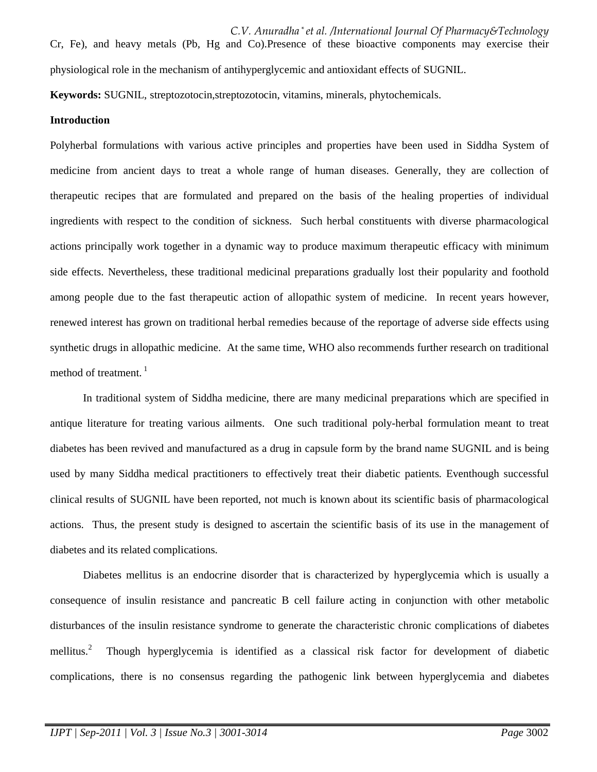Cr, Fe), and heavy metals (Pb, Hg and Co).Presence of these bioactive components may exercise their physiological role in the mechanism of antihyperglycemic and antioxidant effects of SUGNIL.

**Keywords:** SUGNIL, streptozotocin,streptozotocin, vitamins, minerals, phytochemicals.

**Introduction**

Polyherbal formulations with various active principles and properties have been used in Siddha System of medicine from ancient days to treat a whole range of human diseases. Generally, they are collection of therapeutic recipes that are formulated and prepared on the basis of the healing properties of individual ingredients with respect to the condition of sickness. Such herbal constituents with diverse pharmacological actions principally work together in a dynamic way to produce maximum therapeutic efficacy with minimum side effects. Nevertheless, these traditional medicinal preparations gradually lost their popularity and foothold among people due to the fast therapeutic action of allopathic system of medicine. In recent years however, renewed interest has grown on traditional herbal remedies because of the reportage of adverse side effects using synthetic drugs in allopathic medicine. At the same time, WHO also recommends further research on traditional method of treatment. [1]

In traditional system of Siddha medicine, there are many medicinal preparations which are specified in antique literature for treating various ailments. One such traditional poly-herbal formulation meant to treat diabetes has been revived and manufactured as a drug in capsule form by the brand name SUGNIL and is being used by many Siddha medical practitioners to effectively treat their diabetic patients. Eventhough successful clinical results of SUGNIL have been reported, not much is known about its scientific basis of pharmacological actions. Thus, the present study is designed to ascertain the scientific basis of its use in the management of diabetes and its related complications.

Diabetes mellitus is an endocrine disorder that is characterized by hyperglycemia which is usually a consequence of insulin resistance and pancreatic B cell failure acting in conjunction with other metabolic disturbances of the insulin resistance syndrome to generate the characteristic chronic complications of diabetes mellitus.[2] Though hyperglycemia is identified as a classical risk factor for development of diabetic complications, there is no consensus regarding the pathogenic link between hyperglycemia and diabetes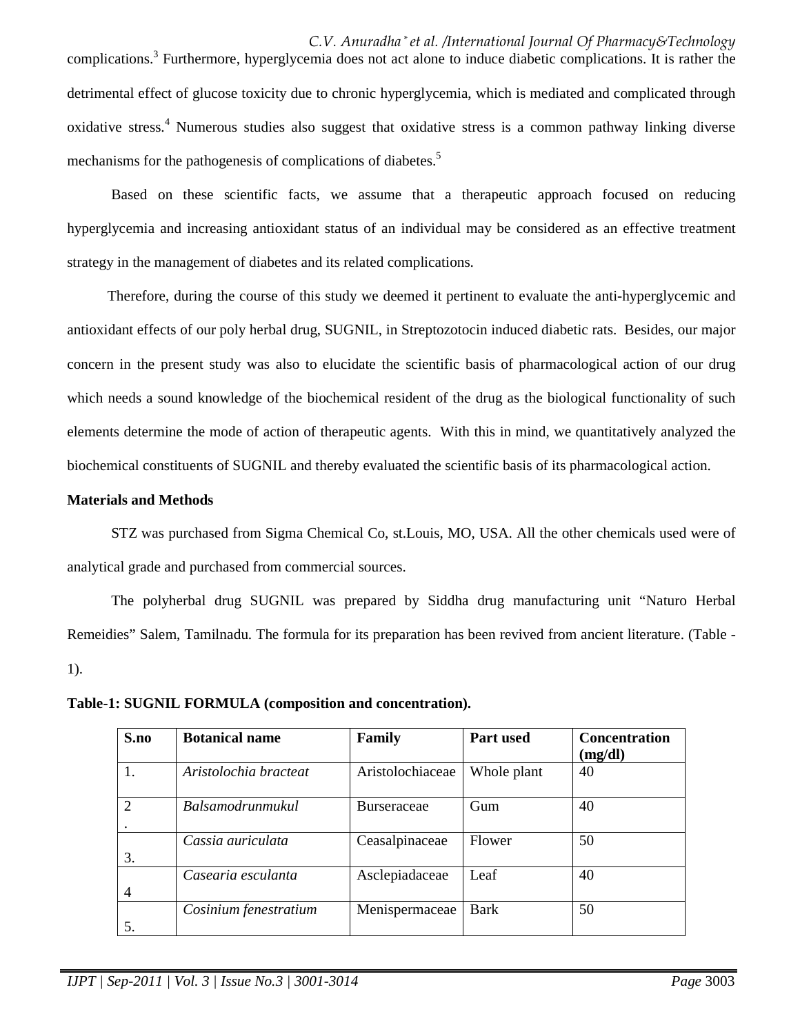complications.[3] Furthermore, hyperglycemia does not act alone to induce diabetic complications. It is rather the detrimental effect of glucose toxicity due to chronic hyperglycemia, which is mediated and complicated through oxidative stress.[4] Numerous studies also suggest that oxidative stress is a common pathway linking diverse mechanisms for the pathogenesis of complications of diabetes.[5]

Based on these scientific facts, we assume that a therapeutic approach focused on reducing hyperglycemia and increasing antioxidant status of an individual may be considered as an effective treatment strategy in the management of diabetes and its related complications.

Therefore, during the course of this study we deemed it pertinent to evaluate the anti-hyperglycemic and antioxidant effects of our poly herbal drug, SUGNIL, in Streptozotocin induced diabetic rats. Besides, our major concern in the present study was also to elucidate the scientific basis of pharmacological action of our drug which needs a sound knowledge of the biochemical resident of the drug as the biological functionality of such elements determine the mode of action of therapeutic agents. With this in mind, we quantitatively analyzed the biochemical constituents of SUGNIL and thereby evaluated the scientific basis of its pharmacological action.

**Materials and Methods**

STZ was purchased from Sigma Chemical Co, st.Louis, MO, USA. All the other chemicals used were of analytical grade and purchased from commercial sources.

The polyherbal drug SUGNIL was prepared by Siddha drug manufacturing unit "Naturo Herbal Remeidies" Salem, Tamilnadu. The formula for its preparation has been revived from ancient literature. (Table -1).

**Table-1: SUGNIL FORMULA (composition and concentration).**

| S.no | Botanical name | Family | Part used | Concentration (mg/dl) |
|---|---|---|---|---|
| 1. | *Aristolochia bracteat* | Aristolochiaceae | Whole plant | 40 |
| 2. | *Balsamodrunmukul* | Burseraceae | Gum | 40 |
| 3. | *Cassia auriculata* | Ceasalpinaceae | Flower | 50 |
| 4 | *Casearia esculanta* | Asclepiadaceae | Leaf | 40 |
| 5. | *Cosinium fenestratium* | Menispermaceae | Bark | 50 |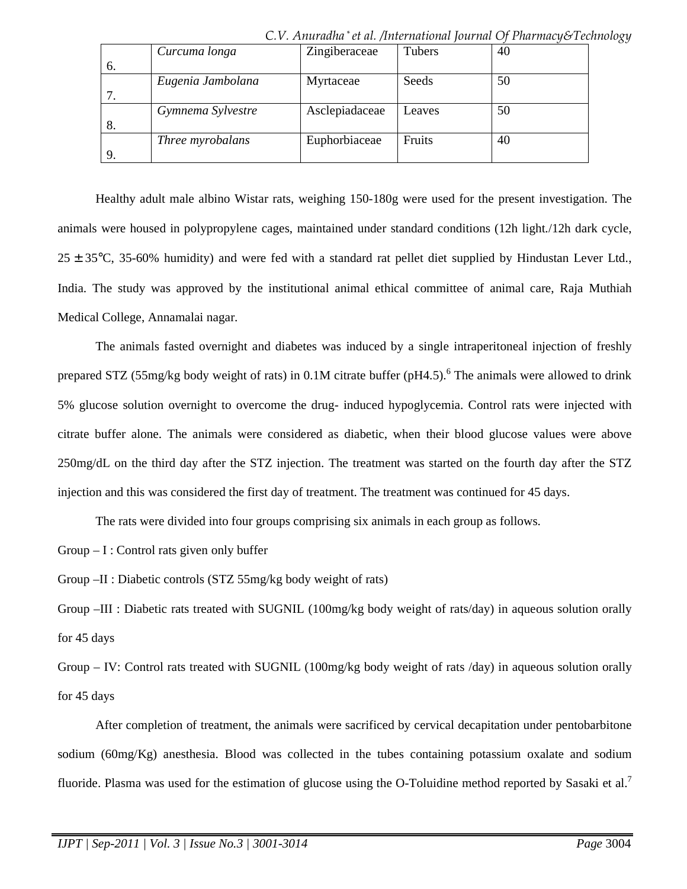| 6. | *Curcuma longa* | Zingiberaceae | Tubers | 40 |
|---|---|---|---|---|
| 7. | *Eugenia Jambolana* | Myrtaceae | Seeds | 50 |
| 8. | *Gymnema Sylvestre* | Asclepiadaceae | Leaves | 50 |
| 9. | *Three myrobalans* | Euphorbiaceae | Fruits | 40 |

Healthy adult male albino Wistar rats, weighing 150-180g were used for the present investigation. The animals were housed in polypropylene cages, maintained under standard conditions (12h light./12h dark cycle, 25 ± 35°C, 35-60% humidity) and were fed with a standard rat pellet diet supplied by Hindustan Lever Ltd., India. The study was approved by the institutional animal ethical committee of animal care, Raja Muthiah Medical College, Annamalai nagar.

The animals fasted overnight and diabetes was induced by a single intraperitoneal injection of freshly prepared STZ (55mg/kg body weight of rats) in 0.1M citrate buffer (pH4.5).[6] The animals were allowed to drink 5% glucose solution overnight to overcome the drug- induced hypoglycemia. Control rats were injected with citrate buffer alone. The animals were considered as diabetic, when their blood glucose values were above 250mg/dL on the third day after the STZ injection. The treatment was started on the fourth day after the STZ injection and this was considered the first day of treatment. The treatment was continued for 45 days.

The rats were divided into four groups comprising six animals in each group as follows.

Group – I : Control rats given only buffer

Group –II : Diabetic controls (STZ 55mg/kg body weight of rats)

Group –III : Diabetic rats treated with SUGNIL (100mg/kg body weight of rats/day) in aqueous solution orally for 45 days

Group – IV: Control rats treated with SUGNIL (100mg/kg body weight of rats /day) in aqueous solution orally for 45 days

After completion of treatment, the animals were sacrificed by cervical decapitation under pentobarbitone sodium (60mg/Kg) anesthesia. Blood was collected in the tubes containing potassium oxalate and sodium fluoride. Plasma was used for the estimation of glucose using the O-Toluidine method reported by Sasaki et al.[7]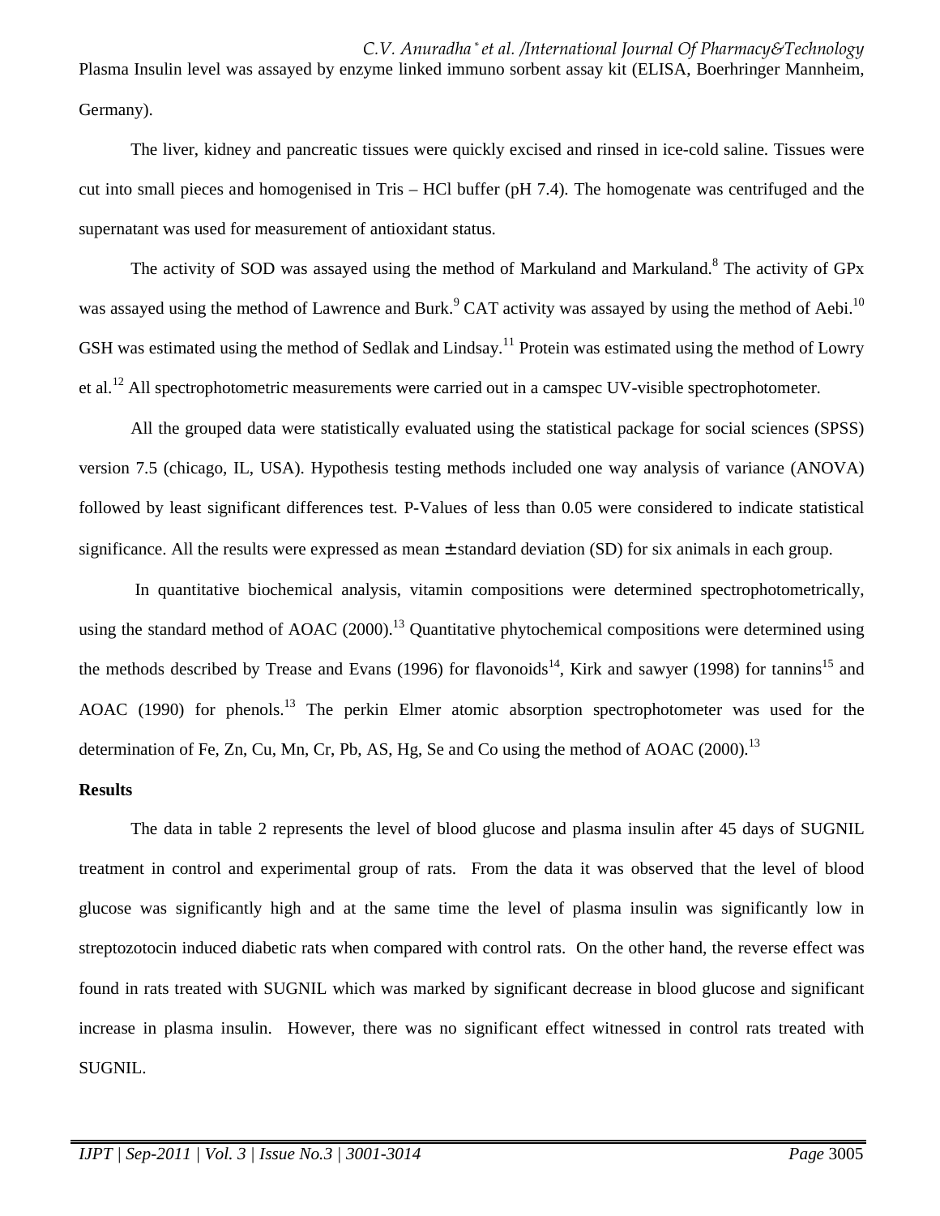Plasma Insulin level was assayed by enzyme linked immuno sorbent assay kit (ELISA, Boerhringer Mannheim, Germany).

The liver, kidney and pancreatic tissues were quickly excised and rinsed in ice-cold saline. Tissues were cut into small pieces and homogenised in Tris – HCl buffer (pH 7.4). The homogenate was centrifuged and the supernatant was used for measurement of antioxidant status.

The activity of SOD was assayed using the method of Markuland and Markuland.[8] The activity of GPx was assayed using the method of Lawrence and Burk.[9] CAT activity was assayed by using the method of Aebi.[10] GSH was estimated using the method of Sedlak and Lindsay.[11] Protein was estimated using the method of Lowry et al.[12] All spectrophotometric measurements were carried out in a camspec UV-visible spectrophotometer.

All the grouped data were statistically evaluated using the statistical package for social sciences (SPSS) version 7.5 (chicago, IL, USA). Hypothesis testing methods included one way analysis of variance (ANOVA) followed by least significant differences test. P-Values of less than 0.05 were considered to indicate statistical significance. All the results were expressed as mean ± standard deviation (SD) for six animals in each group.

In quantitative biochemical analysis, vitamin compositions were determined spectrophotometrically, using the standard method of AOAC (2000).[13] Quantitative phytochemical compositions were determined using the methods described by Trease and Evans (1996) for flavonoids[14], Kirk and sawyer (1998) for tannins[15] and AOAC (1990) for phenols.[13] The perkin Elmer atomic absorption spectrophotometer was used for the determination of Fe, Zn, Cu, Mn, Cr, Pb, AS, Hg, Se and Co using the method of AOAC (2000).[13]

**Results**

The data in table 2 represents the level of blood glucose and plasma insulin after 45 days of SUGNIL treatment in control and experimental group of rats. From the data it was observed that the level of blood glucose was significantly high and at the same time the level of plasma insulin was significantly low in streptozotocin induced diabetic rats when compared with control rats. On the other hand, the reverse effect was found in rats treated with SUGNIL which was marked by significant decrease in blood glucose and significant increase in plasma insulin. However, there was no significant effect witnessed in control rats treated with SUGNIL.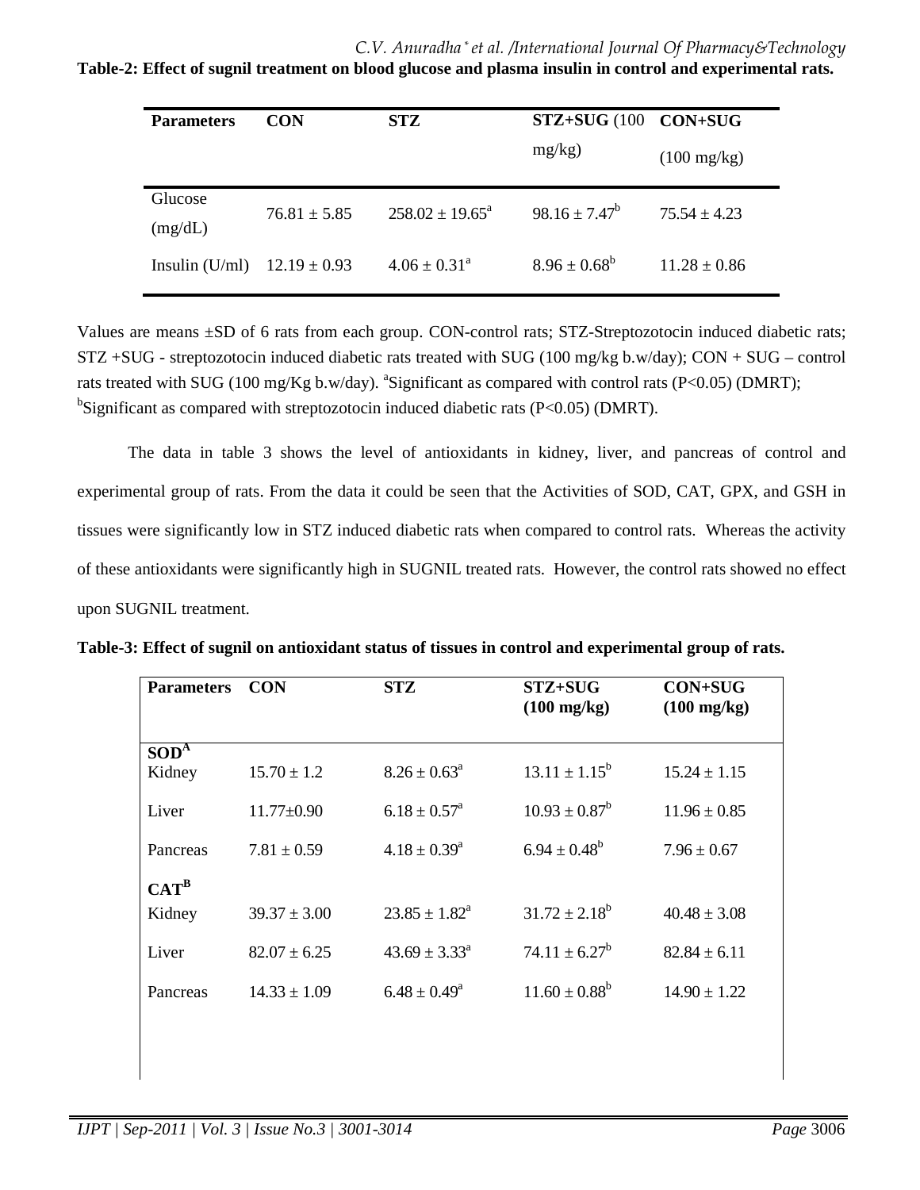**Table-2: Effect of sugnil treatment on blood glucose and plasma insulin in control and experimental rats.**

| Parameters | CON | STZ | STZ+SUG (100 mg/kg) | CON+SUG (100 mg/kg) |
|---|---|---|---|---|
| Glucose (mg/dL) | 76.81 ± 5.85 | 258.02 ± 19.65[a] | 98.16 ± 7.47[b] | 75.54 ± 4.23 |
| Insulin (U/ml) | 12.19 ± 0.93 | 4.06 ± 0.31[a] | 8.96 ± 0.68[b] | 11.28 ± 0.86 |

Values are means ±SD of 6 rats from each group. CON-control rats; STZ-Streptozotocin induced diabetic rats; STZ +SUG - streptozotocin induced diabetic rats treated with SUG (100 mg/kg b.w/day); CON + SUG – control rats treated with SUG (100 mg/Kg b.w/day). [a]Significant as compared with control rats ($P<0.05$) (DMRT); [b]Significant as compared with streptozotocin induced diabetic rats ($P<0.05$) (DMRT).

The data in table 3 shows the level of antioxidants in kidney, liver, and pancreas of control and experimental group of rats. From the data it could be seen that the Activities of SOD, CAT, GPX, and GSH in tissues were significantly low in STZ induced diabetic rats when compared to control rats. Whereas the activity of these antioxidants were significantly high in SUGNIL treated rats. However, the control rats showed no effect upon SUGNIL treatment.

**Table-3: Effect of sugnil on antioxidant status of tissues in control and experimental group of rats.**

| Parameters | CON | STZ | STZ+SUG (100 mg/kg) | CON+SUG (100 mg/kg) |
|---|---|---|---|---|
| **SOD[A]** | | | | |
| Kidney | 15.70 ± 1.2 | 8.26 ± 0.63[a] | 13.11 ± 1.15[b] | 15.24 ± 1.15 |
| Liver | 11.77±0.90 | 6.18 ± 0.57[a] | 10.93 ± 0.87[b] | 11.96 ± 0.85 |
| Pancreas | 7.81 ± 0.59 | 4.18 ± 0.39[a] | 6.94 ± 0.48[b] | 7.96 ± 0.67 |
| **CAT[B]** | | | | |
| Kidney | 39.37 ± 3.00 | 23.85 ± 1.82[a] | 31.72 ± 2.18[b] | 40.48 ± 3.08 |
| Liver | 82.07 ± 6.25 | 43.69 ± 3.33[a] | 74.11 ± 6.27[b] | 82.84 ± 6.11 |
| Pancreas | 14.33 ± 1.09 | 6.48 ± 0.49[a] | 11.60 ± 0.88[b] | 14.90 ± 1.22 |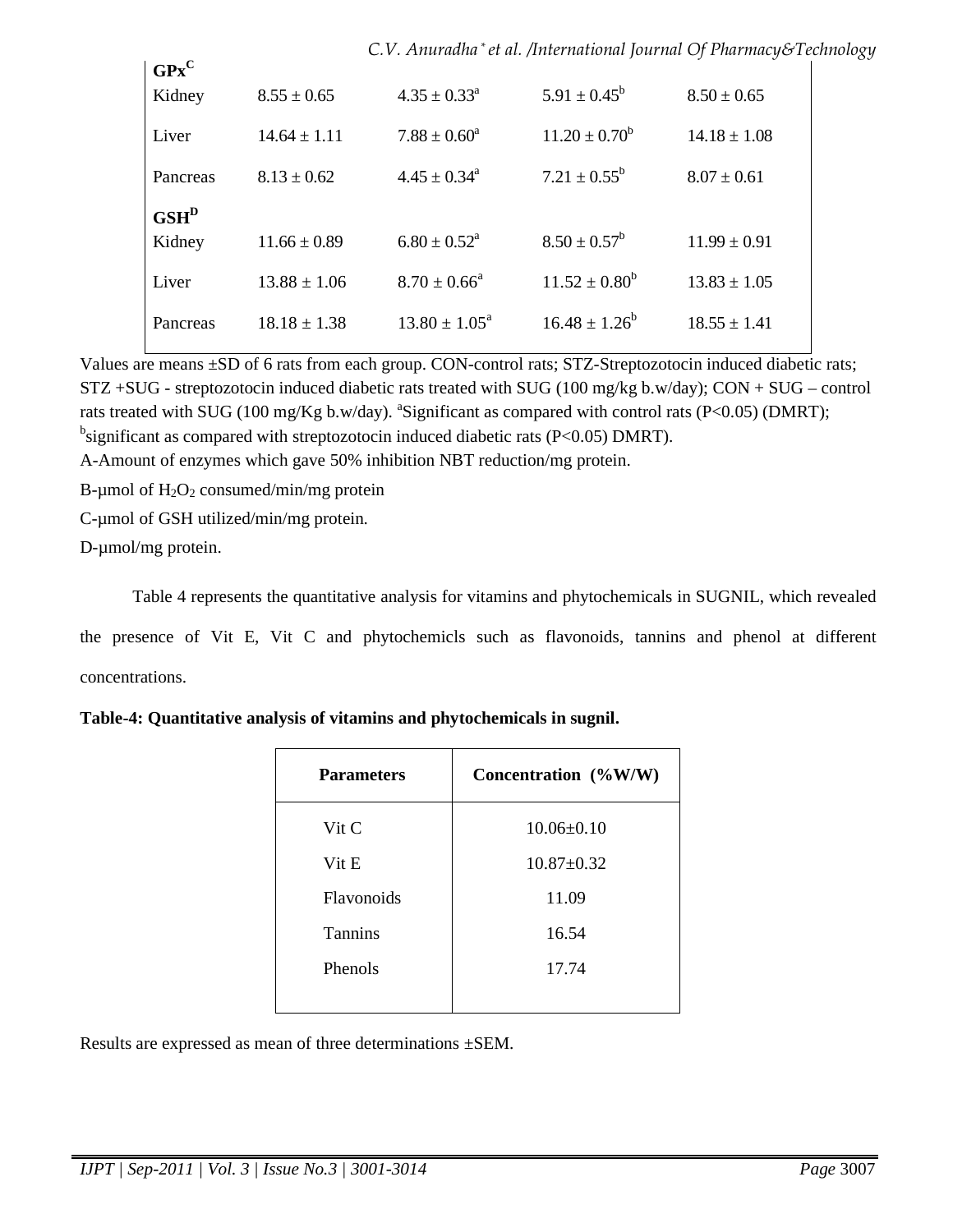| | | | | |
|---|---|---|---|---|
| **GPx[C]** | | | | |
| Kidney | 8.55 ± 0.65 | 4.35 ± 0.33[a] | 5.91 ± 0.45[b] | 8.50 ± 0.65 |
| Liver | 14.64 ± 1.11 | 7.88 ± 0.60[a] | 11.20 ± 0.70[b] | 14.18 ± 1.08 |
| Pancreas | 8.13 ± 0.62 | 4.45 ± 0.34[a] | 7.21 ± 0.55[b] | 8.07 ± 0.61 |
| **GSH[D]** | | | | |
| Kidney | 11.66 ± 0.89 | 6.80 ± 0.52[a] | 8.50 ± 0.57[b] | 11.99 ± 0.91 |
| Liver | 13.88 ± 1.06 | 8.70 ± 0.66[a] | 11.52 ± 0.80[b] | 13.83 ± 1.05 |
| Pancreas | 18.18 ± 1.38 | 13.80 ± 1.05[a] | 16.48 ± 1.26[b] | 18.55 ± 1.41 |

Values are means ±SD of 6 rats from each group. CON-control rats; STZ-Streptozotocin induced diabetic rats; STZ +SUG - streptozotocin induced diabetic rats treated with SUG (100 mg/kg b.w/day); CON + SUG – control rats treated with SUG (100 mg/Kg b.w/day). [a]Significant as compared with control rats ($P<0.05$) (DMRT); [b]significant as compared with streptozotocin induced diabetic rats ($P<0.05$) DMRT).

A-Amount of enzymes which gave 50% inhibition NBT reduction/mg protein.

B-µmol of $H_2O_2$ consumed/min/mg protein

C-µmol of GSH utilized/min/mg protein.

D-µmol/mg protein.

Table 4 represents the quantitative analysis for vitamins and phytochemicals in SUGNIL, which revealed the presence of Vit E, Vit C and phytochemicls such as flavonoids, tannins and phenol at different concentrations.

**Table-4: Quantitative analysis of vitamins and phytochemicals in sugnil.**

| Parameters | Concentration (%W/W) |
|---|---|
| Vit C | 10.06±0.10 |
| Vit E | 10.87±0.32 |
| Flavonoids | 11.09 |
| Tannins | 16.54 |
| Phenols | 17.74 |

Results are expressed as mean of three determinations ±SEM.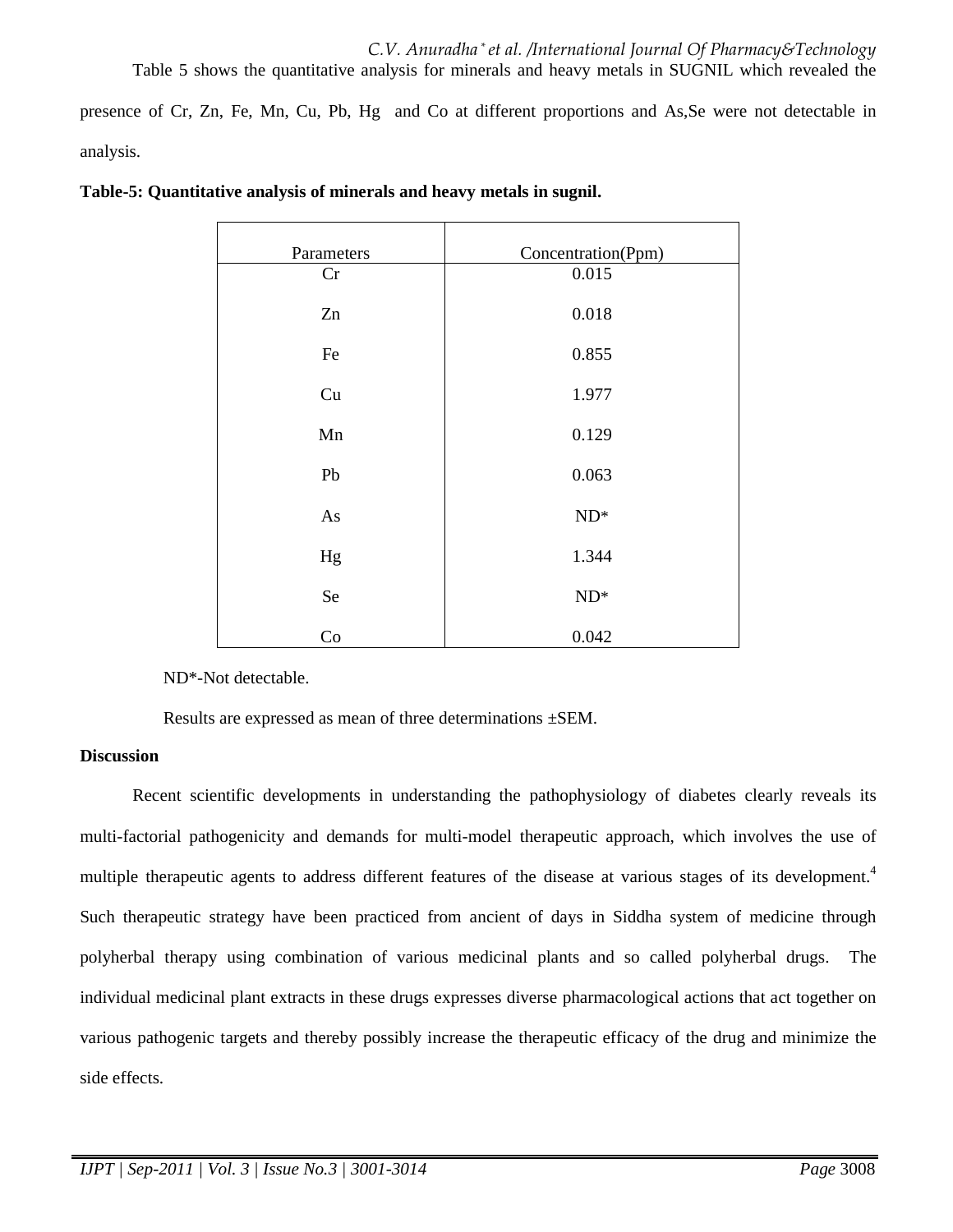Table 5 shows the quantitative analysis for minerals and heavy metals in SUGNIL which revealed the presence of Cr, Zn, Fe, Mn, Cu, Pb, Hg and Co at different proportions and As,Se were not detectable in analysis.

**Table-5: Quantitative analysis of minerals and heavy metals in sugnil.**

| Parameters | Concentration(Ppm) |
|---|---|
| Cr | 0.015 |
| Zn | 0.018 |
| Fe | 0.855 |
| Cu | 1.977 |
| Mn | 0.129 |
| Pb | 0.063 |
| As | ND* |
| Hg | 1.344 |
| Se | ND* |
| Co | 0.042 |

ND*-Not detectable.

Results are expressed as mean of three determinations ±SEM.

**Discussion**

Recent scientific developments in understanding the pathophysiology of diabetes clearly reveals its multi-factorial pathogenicity and demands for multi-model therapeutic approach, which involves the use of multiple therapeutic agents to address different features of the disease at various stages of its development.[4] Such therapeutic strategy have been practiced from ancient of days in Siddha system of medicine through polyherbal therapy using combination of various medicinal plants and so called polyherbal drugs. The individual medicinal plant extracts in these drugs expresses diverse pharmacological actions that act together on various pathogenic targets and thereby possibly increase the therapeutic efficacy of the drug and minimize the side effects.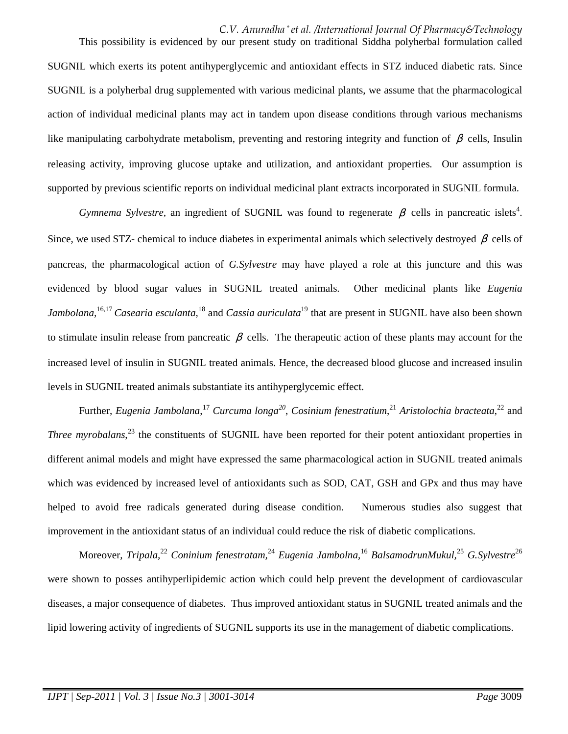This possibility is evidenced by our present study on traditional Siddha polyherbal formulation called SUGNIL which exerts its potent antihyperglycemic and antioxidant effects in STZ induced diabetic rats. Since SUGNIL is a polyherbal drug supplemented with various medicinal plants, we assume that the pharmacological action of individual medicinal plants may act in tandem upon disease conditions through various mechanisms like manipulating carbohydrate metabolism, preventing and restoring integrity and function of $\beta$ cells, Insulin releasing activity, improving glucose uptake and utilization, and antioxidant properties. Our assumption is supported by previous scientific reports on individual medicinal plant extracts incorporated in SUGNIL formula.

*Gymnema Sylvestre,* an ingredient of SUGNIL was found to regenerate $\beta$ cells in pancreatic islets[4]. Since, we used STZ- chemical to induce diabetes in experimental animals which selectively destroyed $\beta$ cells of pancreas, the pharmacological action of *G.Sylvestre* may have played a role at this juncture and this was evidenced by blood sugar values in SUGNIL treated animals. Other medicinal plants like *Eugenia Jambolana,*[16,17] *Casearia esculanta,*[18] and *Cassia auriculata*[19] that are present in SUGNIL have also been shown to stimulate insulin release from pancreatic $\beta$ cells. The therapeutic action of these plants may account for the increased level of insulin in SUGNIL treated animals. Hence, the decreased blood glucose and increased insulin levels in SUGNIL treated animals substantiate its antihyperglycemic effect.

Further, *Eugenia Jambolana*,[17] *Curcuma longa*[20], *Cosinium fenestratium*,[21] *Aristolochia bracteata*,[22] and *Three myrobalans*,[23] the constituents of SUGNIL have been reported for their potent antioxidant properties in different animal models and might have expressed the same pharmacological action in SUGNIL treated animals which was evidenced by increased level of antioxidants such as SOD, CAT, GSH and GPx and thus may have helped to avoid free radicals generated during disease condition. Numerous studies also suggest that improvement in the antioxidant status of an individual could reduce the risk of diabetic complications.

Moreover, *Tripala,*[22] *Coninium fenestratam,*[24] *Eugenia Jambolna,*[16] *BalsamodrunMukul,*[25] *G.Sylvestre*[26] were shown to posses antihyperlipidemic action which could help prevent the development of cardiovascular diseases, a major consequence of diabetes. Thus improved antioxidant status in SUGNIL treated animals and the lipid lowering activity of ingredients of SUGNIL supports its use in the management of diabetic complications.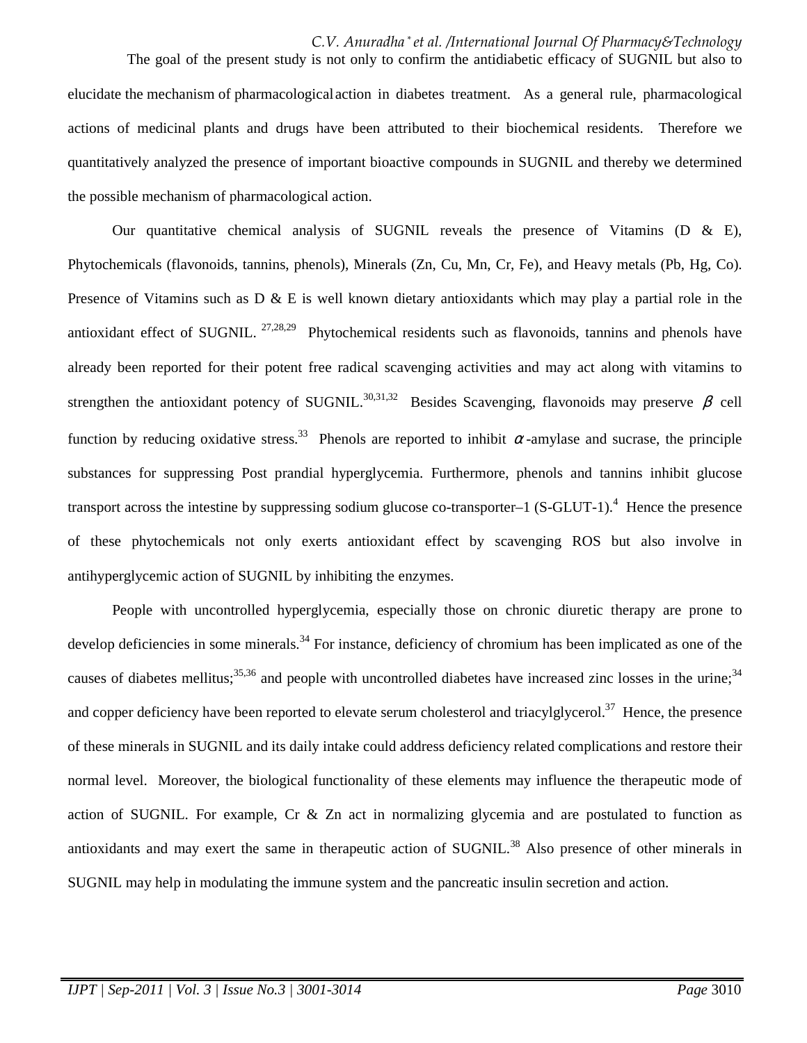The goal of the present study is not only to confirm the antidiabetic efficacy of SUGNIL but also to elucidate the mechanism of pharmacological action in diabetes treatment. As a general rule, pharmacological actions of medicinal plants and drugs have been attributed to their biochemical residents. Therefore we quantitatively analyzed the presence of important bioactive compounds in SUGNIL and thereby we determined the possible mechanism of pharmacological action.

Our quantitative chemical analysis of SUGNIL reveals the presence of Vitamins (D & E), Phytochemicals (flavonoids, tannins, phenols), Minerals (Zn, Cu, Mn, Cr, Fe), and Heavy metals (Pb, Hg, Co). Presence of Vitamins such as D & E is well known dietary antioxidants which may play a partial role in the antioxidant effect of SUGNIL. [27,28,29] Phytochemical residents such as flavonoids, tannins and phenols have already been reported for their potent free radical scavenging activities and may act along with vitamins to strengthen the antioxidant potency of SUGNIL.[30,31,32] Besides Scavenging, flavonoids may preserve $\beta$ cell function by reducing oxidative stress.[33] Phenols are reported to inhibit $\alpha$-amylase and sucrase, the principle substances for suppressing Post prandial hyperglycemia. Furthermore, phenols and tannins inhibit glucose transport across the intestine by suppressing sodium glucose co-transporter–1 (S-GLUT-1).[4] Hence the presence of these phytochemicals not only exerts antioxidant effect by scavenging ROS but also involve in antihyperglycemic action of SUGNIL by inhibiting the enzymes.

People with uncontrolled hyperglycemia, especially those on chronic diuretic therapy are prone to develop deficiencies in some minerals.[34] For instance, deficiency of chromium has been implicated as one of the causes of diabetes mellitus;[35,36] and people with uncontrolled diabetes have increased zinc losses in the urine;[34] and copper deficiency have been reported to elevate serum cholesterol and triacylglycerol.[37] Hence, the presence of these minerals in SUGNIL and its daily intake could address deficiency related complications and restore their normal level. Moreover, the biological functionality of these elements may influence the therapeutic mode of action of SUGNIL. For example, Cr & Zn act in normalizing glycemia and are postulated to function as antioxidants and may exert the same in therapeutic action of SUGNIL.[38] Also presence of other minerals in SUGNIL may help in modulating the immune system and the pancreatic insulin secretion and action.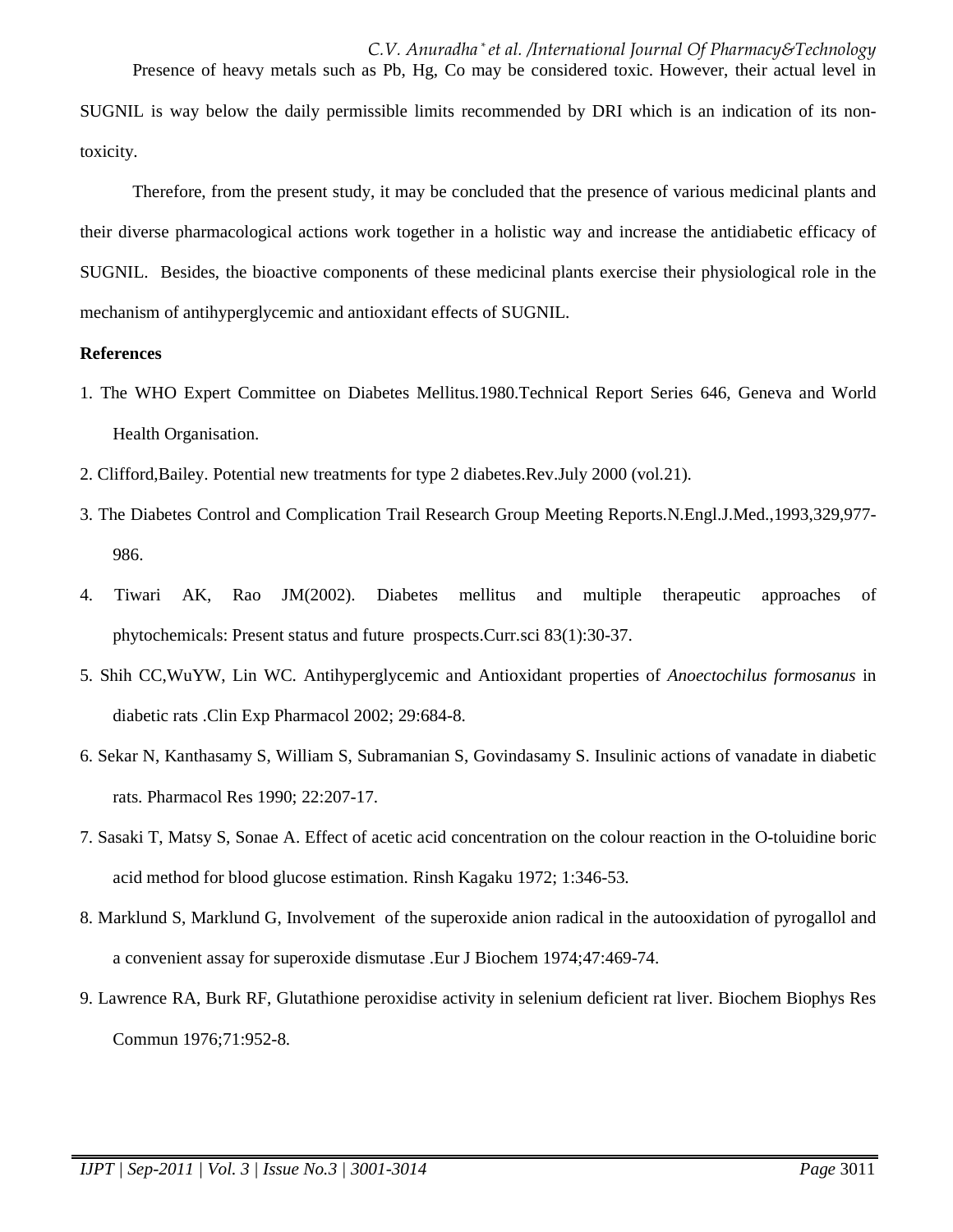Presence of heavy metals such as Pb, Hg, Co may be considered toxic. However, their actual level in SUGNIL is way below the daily permissible limits recommended by DRI which is an indication of its non-toxicity.

Therefore, from the present study, it may be concluded that the presence of various medicinal plants and their diverse pharmacological actions work together in a holistic way and increase the antidiabetic efficacy of SUGNIL. Besides, the bioactive components of these medicinal plants exercise their physiological role in the mechanism of antihyperglycemic and antioxidant effects of SUGNIL.

**References**

1. The WHO Expert Committee on Diabetes Mellitus.1980.Technical Report Series 646, Geneva and World Health Organisation.
2. Clifford,Bailey. Potential new treatments for type 2 diabetes.Rev.July 2000 (vol.21).
3. The Diabetes Control and Complication Trail Research Group Meeting Reports.N.Engl.J.Med.,1993,329,977-986.
4. Tiwari AK, Rao JM(2002). Diabetes mellitus and multiple therapeutic approaches of phytochemicals: Present status and future prospects.Curr.sci 83(1):30-37.
5. Shih CC,WuYW, Lin WC. Antihyperglycemic and Antioxidant properties of *Anoectochilus formosanus* in diabetic rats .Clin Exp Pharmacol 2002; 29:684-8.
6. Sekar N, Kanthasamy S, William S, Subramanian S, Govindasamy S. Insulinic actions of vanadate in diabetic rats. Pharmacol Res 1990; 22:207-17.
7. Sasaki T, Matsy S, Sonae A. Effect of acetic acid concentration on the colour reaction in the O-toluidine boric acid method for blood glucose estimation. Rinsh Kagaku 1972; 1:346-53.
8. Marklund S, Marklund G, Involvement of the superoxide anion radical in the autooxidation of pyrogallol and a convenient assay for superoxide dismutase .Eur J Biochem 1974;47:469-74.
9. Lawrence RA, Burk RF, Glutathione peroxidise activity in selenium deficient rat liver. Biochem Biophys Res Commun 1976;71:952-8.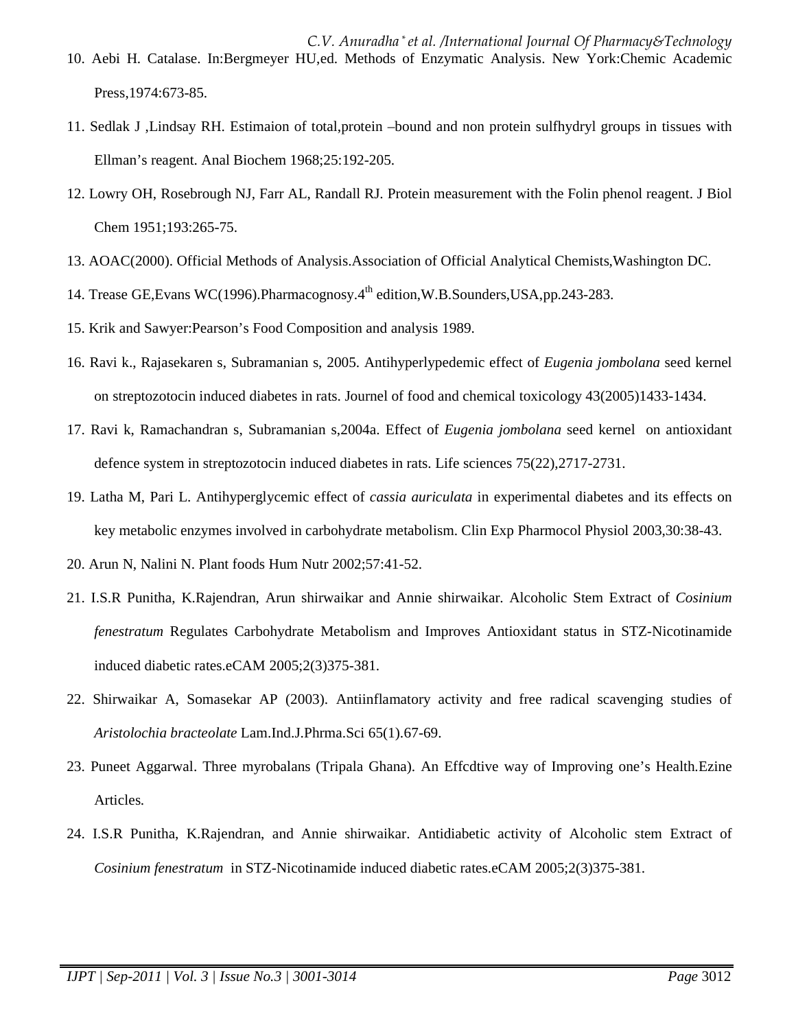10. Aebi H. Catalase. In:Bergmeyer HU,ed. Methods of Enzymatic Analysis. New York:Chemic Academic Press,1974:673-85.

11. Sedlak J ,Lindsay RH. Estimaion of total,protein –bound and non protein sulfhydryl groups in tissues with Ellman's reagent. Anal Biochem 1968;25:192-205.

12. Lowry OH, Rosebrough NJ, Farr AL, Randall RJ. Protein measurement with the Folin phenol reagent. J Biol Chem 1951;193:265-75.

13. AOAC(2000). Official Methods of Analysis.Association of Official Analytical Chemists,Washington DC.

14. Trease GE,Evans WC(1996).Pharmacognosy.4th edition,W.B.Sounders,USA,pp.243-283.

15. Krik and Sawyer:Pearson's Food Composition and analysis 1989.

16. Ravi k., Rajasekaren s, Subramanian s, 2005. Antihyperlypedemic effect of *Eugenia jombolana* seed kernel on streptozotocin induced diabetes in rats. Journel of food and chemical toxicology 43(2005)1433-1434.

17. Ravi k, Ramachandran s, Subramanian s,2004a. Effect of *Eugenia jombolana* seed kernel on antioxidant defence system in streptozotocin induced diabetes in rats. Life sciences 75(22),2717-2731.

19. Latha M, Pari L. Antihyperglycemic effect of *cassia auriculata* in experimental diabetes and its effects on key metabolic enzymes involved in carbohydrate metabolism. Clin Exp Pharmocol Physiol 2003,30:38-43.

20. Arun N, Nalini N. Plant foods Hum Nutr 2002;57:41-52.

21. I.S.R Punitha, K.Rajendran, Arun shirwaikar and Annie shirwaikar. Alcoholic Stem Extract of *Cosinium fenestratum* Regulates Carbohydrate Metabolism and Improves Antioxidant status in STZ-Nicotinamide induced diabetic rates.eCAM 2005;2(3)375-381.

22. Shirwaikar A, Somasekar AP (2003). Antiinflamatory activity and free radical scavenging studies of *Aristolochia bracteolate* Lam.Ind.J.Phrma.Sci 65(1).67-69.

23. Puneet Aggarwal. Three myrobalans (Tripala Ghana). An Effcdtive way of Improving one's Health.Ezine Articles.

24. I.S.R Punitha, K.Rajendran, and Annie shirwaikar. Antidiabetic activity of Alcoholic stem Extract of *Cosinium fenestratum* in STZ-Nicotinamide induced diabetic rates.eCAM 2005;2(3)375-381.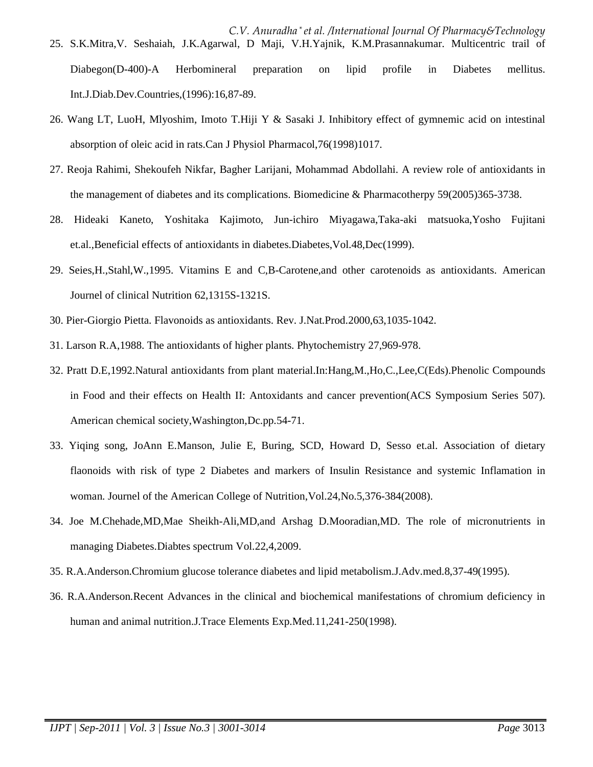25. S.K.Mitra,V. Seshaiah, J.K.Agarwal, D Maji, V.H.Yajnik, K.M.Prasannakumar. Multicentric trail of Diabegon(D-400)-A Herbomineral preparation on lipid profile in Diabetes mellitus. Int.J.Diab.Dev.Countries,(1996):16,87-89.
26. Wang LT, LuoH, Mlyoshim, Imoto T.Hiji Y & Sasaki J. Inhibitory effect of gymnemic acid on intestinal absorption of oleic acid in rats.Can J Physiol Pharmacol,76(1998)1017.
27. Reoja Rahimi, Shekoufeh Nikfar, Bagher Larijani, Mohammad Abdollahi. A review role of antioxidants in the management of diabetes and its complications. Biomedicine & Pharmacotherpy 59(2005)365-3738.
28. Hideaki Kaneto, Yoshitaka Kajimoto, Jun-ichiro Miyagawa,Taka-aki matsuoka,Yosho Fujitani et.al.,Beneficial effects of antioxidants in diabetes.Diabetes,Vol.48,Dec(1999).
29. Seies,H.,Stahl,W.,1995. Vitamins E and C,B-Carotene,and other carotenoids as antioxidants. American Journel of clinical Nutrition 62,1315S-1321S.
30. Pier-Giorgio Pietta. Flavonoids as antioxidants. Rev. J.Nat.Prod.2000,63,1035-1042.
31. Larson R.A,1988. The antioxidants of higher plants. Phytochemistry 27,969-978.
32. Pratt D.E,1992.Natural antioxidants from plant material.In:Hang,M.,Ho,C.,Lee,C(Eds).Phenolic Compounds in Food and their effects on Health II: Antoxidants and cancer prevention(ACS Symposium Series 507). American chemical society,Washington,Dc.pp.54-71.
33. Yiqing song, JoAnn E.Manson, Julie E, Buring, SCD, Howard D, Sesso et.al. Association of dietary flaonoids with risk of type 2 Diabetes and markers of Insulin Resistance and systemic Inflamation in woman. Journel of the American College of Nutrition,Vol.24,No.5,376-384(2008).
34. Joe M.Chehade,MD,Mae Sheikh-Ali,MD,and Arshag D.Mooradian,MD. The role of micronutrients in managing Diabetes.Diabtes spectrum Vol.22,4,2009.
35. R.A.Anderson.Chromium glucose tolerance diabetes and lipid metabolism.J.Adv.med.8,37-49(1995).
36. R.A.Anderson.Recent Advances in the clinical and biochemical manifestations of chromium deficiency in human and animal nutrition.J.Trace Elements Exp.Med.11,241-250(1998).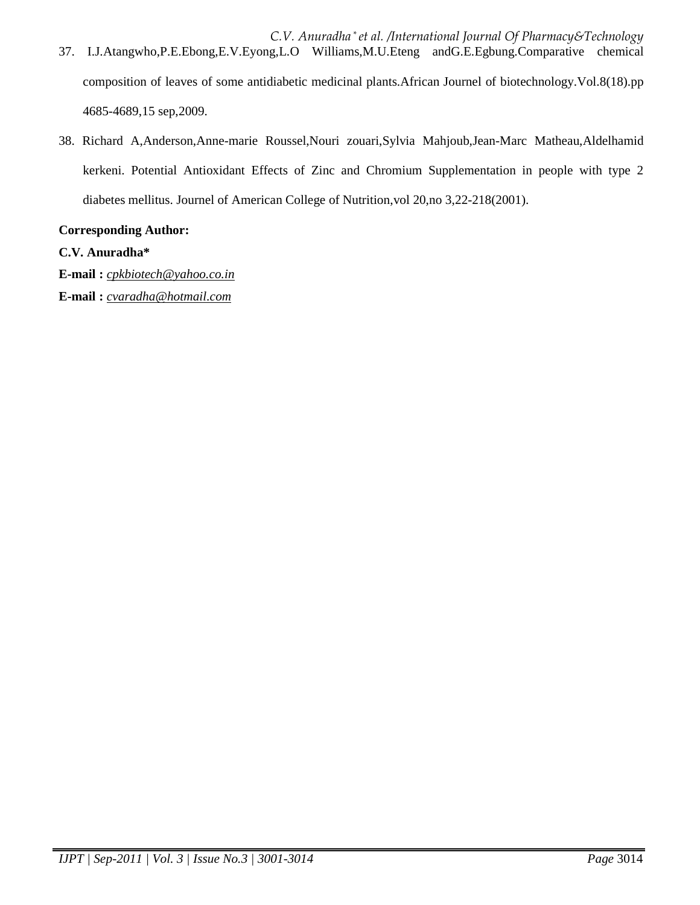37. I.J.Atangwho,P.E.Ebong,E.V.Eyong,L.O Williams,M.U.Eteng andG.E.Egbung.Comparative chemical composition of leaves of some antidiabetic medicinal plants.African Journel of biotechnology.Vol.8(18).pp 4685-4689,15 sep,2009.

38. Richard A,Anderson,Anne-marie Roussel,Nouri zouari,Sylvia Mahjoub,Jean-Marc Matheau,Aldelhamid kerkeni. Potential Antioxidant Effects of Zinc and Chromium Supplementation in people with type 2 diabetes mellitus. Journel of American College of Nutrition,vol 20,no 3,22-218(2001).

**Corresponding Author:**

**C.V. Anuradha***

**E-mail :** *cpkbiotech@yahoo.co.in*

**E-mail :** *cvaradha@hotmail.com*